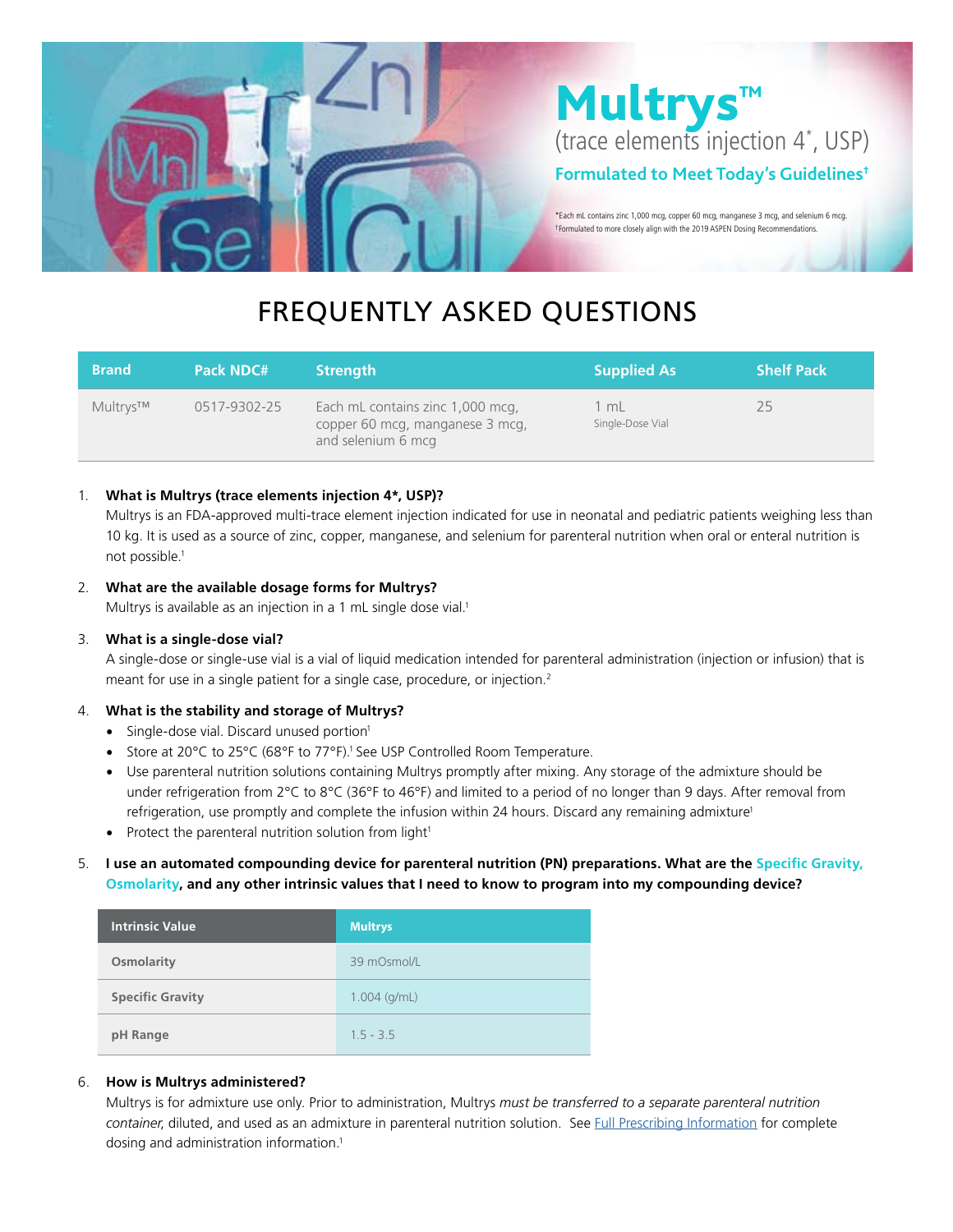# Multrys™

(trace elements injection 4*, USP)

**Formulated to Meet Today's Guidelines†**

*Each mL contains zinc 1,000 mcg, copper 60 mcg, manganese 3 mcg, and selenium 6 mcg.
†Formulated to more closely align with the 2019 ASPEN Dosing Recommendations.

# FREQUENTLY ASKED QUESTIONS

| Brand | Pack NDC# | Strength | Supplied As | Shelf Pack |
|---|---|---|---|---|
| Multrys™ | 0517-9302-25 | Each mL contains zinc 1,000 mcg, copper 60 mcg, manganese 3 mcg, and selenium 6 mcg | 1 mL Single-Dose Vial | 25 |

1. **What is Multrys (trace elements injection 4*, USP)?**
   Multrys is an FDA-approved multi-trace element injection indicated for use in neonatal and pediatric patients weighing less than 10 kg. It is used as a source of zinc, copper, manganese, and selenium for parenteral nutrition when oral or enteral nutrition is not possible.[1]

2. **What are the available dosage forms for Multrys?**
   Multrys is available as an injection in a 1 mL single dose vial.[1]

3. **What is a single-dose vial?**
   A single-dose or single-use vial is a vial of liquid medication intended for parenteral administration (injection or infusion) that is meant for use in a single patient for a single case, procedure, or injection.[2]

4. **What is the stability and storage of Multrys?**
   - Single-dose vial. Discard unused portion[1]
   - Store at 20°C to 25°C (68°F to 77°F).[1] See USP Controlled Room Temperature.
   - Use parenteral nutrition solutions containing Multrys promptly after mixing. Any storage of the admixture should be under refrigeration from 2°C to 8°C (36°F to 46°F) and limited to a period of no longer than 9 days. After removal from refrigeration, use promptly and complete the infusion within 24 hours. Discard any remaining admixture[1]
   - Protect the parenteral nutrition solution from light[1]

5. **I use an automated compounding device for parenteral nutrition (PN) preparations. What are the Specific Gravity, Osmolarity, and any other intrinsic values that I need to know to program into my compounding device?**

| Intrinsic Value | Multrys |
|---|---|
| Osmolarity | 39 mOsmol/L |
| Specific Gravity | 1.004 (g/mL) |
| pH Range | 1.5 - 3.5 |

6. **How is Multrys administered?**
   Multrys is for admixture use only. Prior to administration, Multrys *must be transferred to a separate parenteral nutrition container*, diluted, and used as an admixture in parenteral nutrition solution. See Full Prescribing Information for complete dosing and administration information.[1]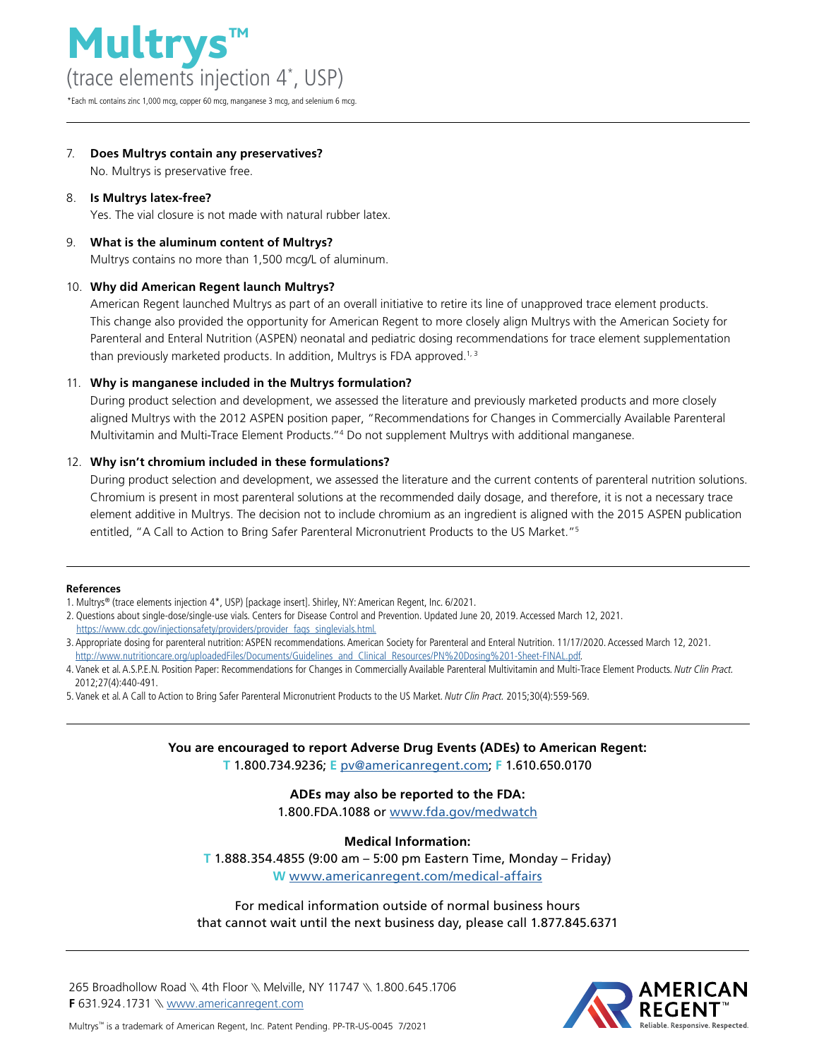# Multrys™

(trace elements injection 4*, USP)

*Each mL contains zinc 1,000 mcg, copper 60 mcg, manganese 3 mcg, and selenium 6 mcg.

7. **Does Multrys contain any preservatives?**
   No. Multrys is preservative free.

8. **Is Multrys latex-free?**
   Yes. The vial closure is not made with natural rubber latex.

9. **What is the aluminum content of Multrys?**
   Multrys contains no more than 1,500 mcg/L of aluminum.

10. **Why did American Regent launch Multrys?**
    American Regent launched Multrys as part of an overall initiative to retire its line of unapproved trace element products. This change also provided the opportunity for American Regent to more closely align Multrys with the American Society for Parenteral and Enteral Nutrition (ASPEN) neonatal and pediatric dosing recommendations for trace element supplementation than previously marketed products. In addition, Multrys is FDA approved.[1, 3]

11. **Why is manganese included in the Multrys formulation?**
    During product selection and development, we assessed the literature and previously marketed products and more closely aligned Multrys with the 2012 ASPEN position paper, "Recommendations for Changes in Commercially Available Parenteral Multivitamin and Multi-Trace Element Products."[4] Do not supplement Multrys with additional manganese.

12. **Why isn't chromium included in these formulations?**
    During product selection and development, we assessed the literature and the current contents of parenteral nutrition solutions. Chromium is present in most parenteral solutions at the recommended daily dosage, and therefore, it is not a necessary trace element additive in Multrys. The decision not to include chromium as an ingredient is aligned with the 2015 ASPEN publication entitled, "A Call to Action to Bring Safer Parenteral Micronutrient Products to the US Market."[5]

**References**

1. Multrys® (trace elements injection 4*, USP) [package insert]. Shirley, NY: American Regent, Inc. 6/2021.
2. Questions about single-dose/single-use vials. Centers for Disease Control and Prevention. Updated June 20, 2019. Accessed March 12, 2021. https://www.cdc.gov/injectionsafety/providers/provider_faqs_singlevials.html.
3. Appropriate dosing for parenteral nutrition: ASPEN recommendations. American Society for Parenteral and Enteral Nutrition. 11/17/2020. Accessed March 12, 2021. http://www.nutritioncare.org/uploadedFiles/Documents/Guidelines_and_Clinical_Resources/PN%20Dosing%201-Sheet-FINAL.pdf.
4. Vanek et al. A.S.P.E.N. Position Paper: Recommendations for Changes in Commercially Available Parenteral Multivitamin and Multi-Trace Element Products. *Nutr Clin Pract.* 2012;27(4):440-491.
5. Vanek et al. A Call to Action to Bring Safer Parenteral Micronutrient Products to the US Market. *Nutr Clin Pract.* 2015;30(4):559-569.

**You are encouraged to report Adverse Drug Events (ADEs) to American Regent:**
**T** 1.800.734.9236; **E** pv@americanregent.com; **F** 1.610.650.0170

**ADEs may also be reported to the FDA:**
1.800.FDA.1088 or www.fda.gov/medwatch

**Medical Information:**
**T** 1.888.354.4855 (9:00 am – 5:00 pm Eastern Time, Monday – Friday)
**W** www.americanregent.com/medical-affairs

For medical information outside of normal business hours that cannot wait until the next business day, please call 1.877.845.6371

265 Broadhollow Road \\ 4th Floor \\ Melville, NY 11747 \\ 1.800.645.1706
**F** 631.924.1731 \\ www.americanregent.com

AMERICAN REGENT™ Reliable. Responsive. Respected.

Multrys™ is a trademark of American Regent, Inc. Patent Pending. PP-TR-US-0045 7/2021